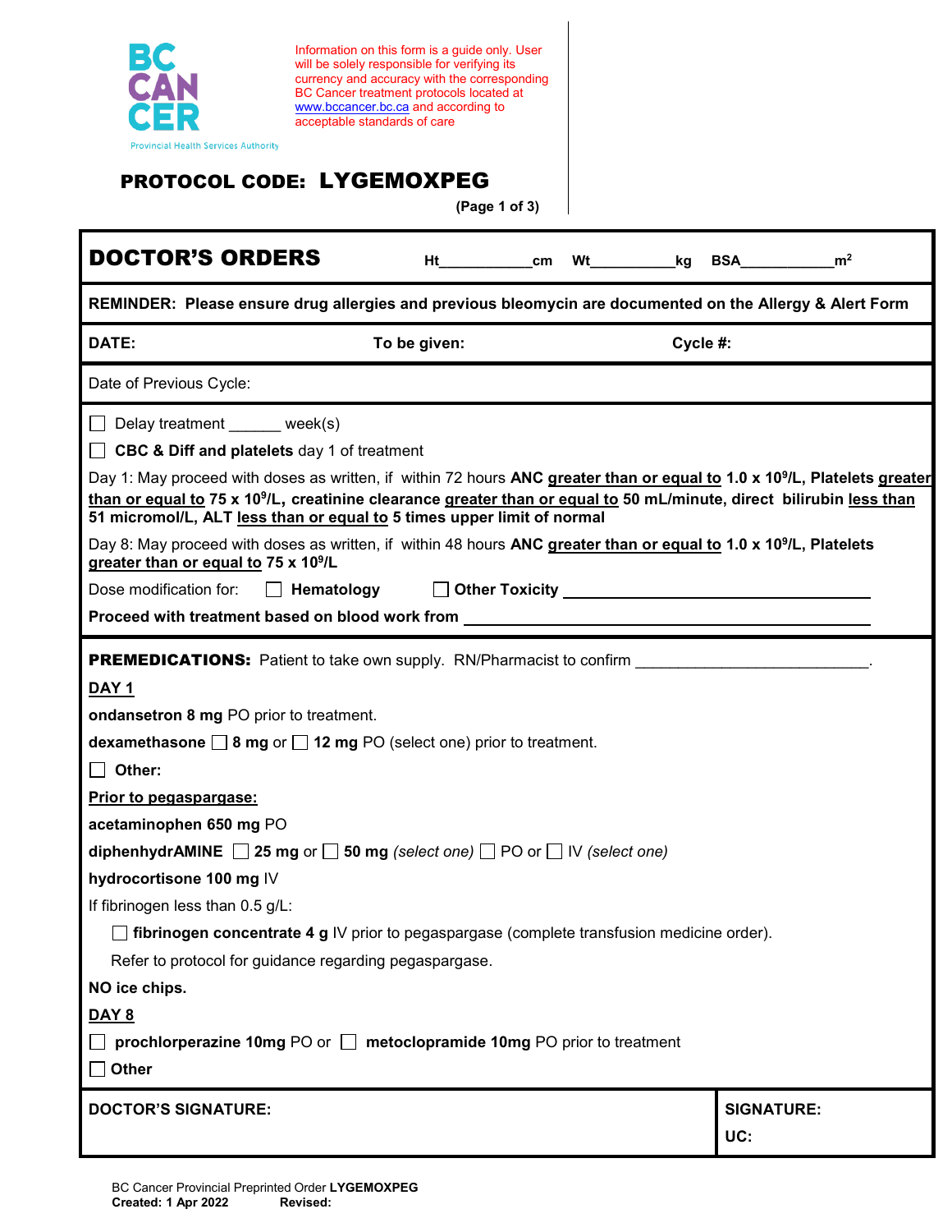BC CANCER
Provincial Health Services Authority

Information on this form is a guide only. User will be solely responsible for verifying its currency and accuracy with the corresponding BC Cancer treatment protocols located at www.bccancer.bc.ca and according to acceptable standards of care

## PROTOCOL CODE: LYGEMOXPEG

(Page 1 of 3)

## DOCTOR'S ORDERS

Ht__________cm Wt__________kg BSA__________$m^2$

**REMINDER: Please ensure drug allergies and previous bleomycin are documented on the Allergy & Alert Form**

**DATE:** **To be given:** **Cycle #:**

Date of Previous Cycle:

☐ Delay treatment ______ week(s)

☐ **CBC & Diff and platelets** day 1 of treatment

Day 1: May proceed with doses as written, if within 72 hours **ANC greater than or equal to 1.0 x $10^9$/L, Platelets greater than or equal to 75 x $10^9$/L, creatinine clearance greater than or equal to 50 mL/minute, direct bilirubin less than 51 micromol/L, ALT less than or equal to 5 times upper limit of normal**

Day 8: May proceed with doses as written, if within 48 hours **ANC greater than or equal to 1.0 x $10^9$/L, Platelets greater than or equal to 75 x $10^9$/L**

Dose modification for: ☐ **Hematology** ☐ **Other Toxicity** ______________________________

**Proceed with treatment based on blood work from** ______________________________

**PREMEDICATIONS:** Patient to take own supply. RN/Pharmacist to confirm ______________________.

**DAY 1**

**ondansetron 8 mg** PO prior to treatment.

**dexamethasone** ☐ **8 mg** or ☐ **12 mg** PO (select one) prior to treatment.

☐ **Other:**

**Prior to pegaspargase:**

**acetaminophen 650 mg** PO

**diphenhydrAMINE** ☐ **25 mg** or ☐ **50 mg** *(select one)* ☐ PO or ☐ IV *(select one)*

**hydrocortisone 100 mg** IV

If fibrinogen less than 0.5 g/L:

☐ **fibrinogen concentrate 4 g** IV prior to pegaspargase (complete transfusion medicine order).

Refer to protocol for guidance regarding pegaspargase.

**NO ice chips.**

**DAY 8**

☐ **prochlorperazine 10mg** PO or ☐ **metoclopramide 10mg** PO prior to treatment

☐ **Other**

**DOCTOR'S SIGNATURE:**

**SIGNATURE:**

**UC:**

BC Cancer Provincial Preprinted Order **LYGEMOXPEG**
**Created: 1 Apr 2022** **Revised:**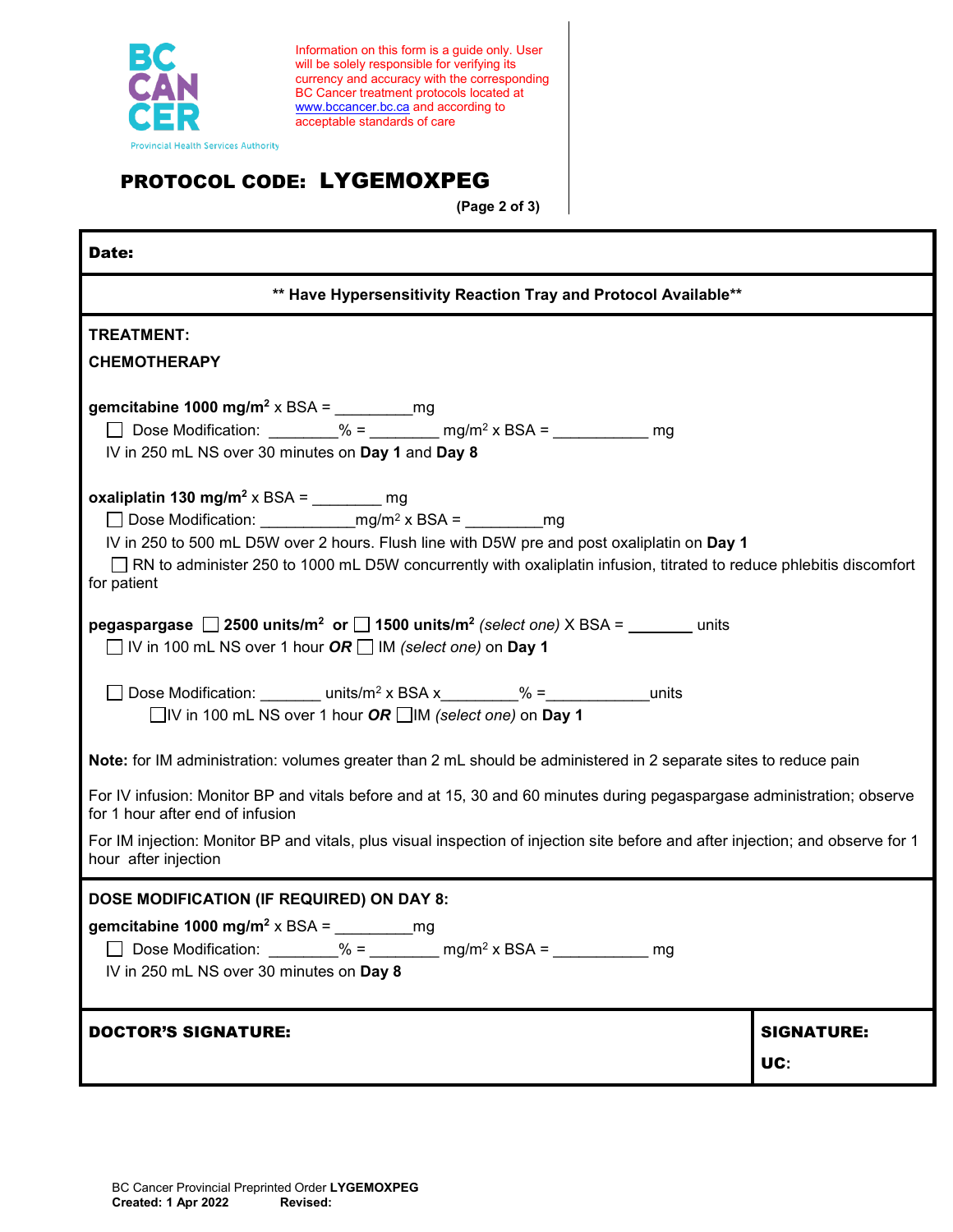Information on this form is a guide only. User will be solely responsible for verifying its currency and accuracy with the corresponding BC Cancer treatment protocols located at www.bccancer.bc.ca and according to acceptable standards of care

# PROTOCOL CODE: LYGEMOXPEG

**Date:**

**\*\* Have Hypersensitivity Reaction Tray and Protocol Available\*\***

**TREATMENT:**

**CHEMOTHERAPY**

**gemcitabine 1000 mg/m$^2$** x BSA = _________mg

☐ Dose Modification: ________% = ________ mg/m$^2$ x BSA = ___________ mg

IV in 250 mL NS over 30 minutes on **Day 1** and **Day 8**

**oxaliplatin 130 mg/m$^2$** x BSA = ________ mg

☐ Dose Modification: ___________mg/m$^2$ x BSA = _________mg

IV in 250 to 500 mL D5W over 2 hours. Flush line with D5W pre and post oxaliplatin on **Day 1**

☐ RN to administer 250 to 1000 mL D5W concurrently with oxaliplatin infusion, titrated to reduce phlebitis discomfort for patient

**pegaspargase** ☐ **2500 units/m$^2$ or** ☐ **1500 units/m$^2$** *(select one)* X BSA = _______ units

☐ IV in 100 mL NS over 1 hour ***OR*** ☐ IM *(select one)* on **Day 1**

☐ Dose Modification: _______ units/m$^2$ x BSA x_________% =____________units

☐IV in 100 mL NS over 1 hour ***OR*** ☐IM *(select one)* on **Day 1**

**Note:** for IM administration: volumes greater than 2 mL should be administered in 2 separate sites to reduce pain

For IV infusion: Monitor BP and vitals before and at 15, 30 and 60 minutes during pegaspargase administration; observe for 1 hour after end of infusion

For IM injection: Monitor BP and vitals, plus visual inspection of injection site before and after injection; and observe for 1 hour after injection

**DOSE MODIFICATION (IF REQUIRED) ON DAY 8:**

**gemcitabine 1000 mg/m$^2$** x BSA = _________mg

☐ Dose Modification: ________% = ________ mg/m$^2$ x BSA = ___________ mg

IV in 250 mL NS over 30 minutes on **Day 8**

| **DOCTOR'S SIGNATURE:** | **SIGNATURE:**<br>**UC:** |
|---|---|

BC Cancer Provincial Preprinted Order **LYGEMOXPEG**
**Created: 1 Apr 2022** **Revised:**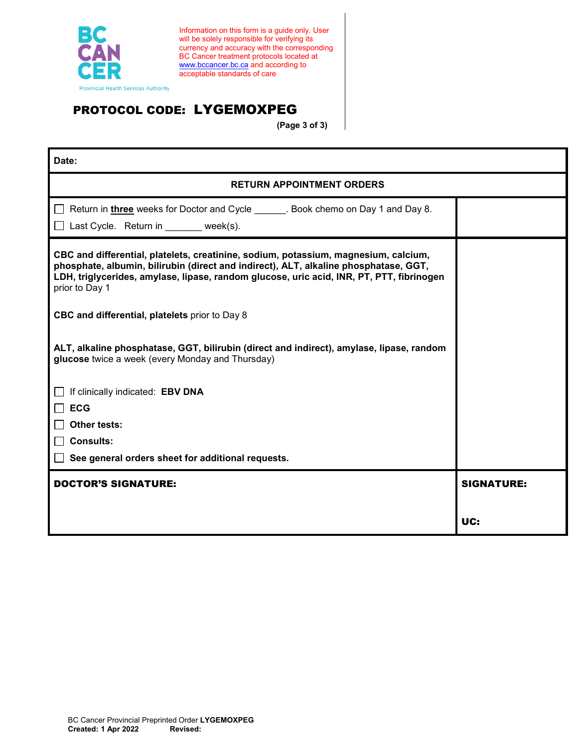BC CANCER

Provincial Health Services Authority

Information on this form is a guide only. User will be solely responsible for verifying its currency and accuracy with the corresponding BC Cancer treatment protocols located at www.bccancer.bc.ca and according to acceptable standards of care

## PROTOCOL CODE: LYGEMOXPEG

(Page 3 of 3)

| | |
|---|---|
| **Date:** | |
| **RETURN APPOINTMENT ORDERS** | |
| ☐ Return in **three** weeks for Doctor and Cycle ______. Book chemo on Day 1 and Day 8.<br>☐ Last Cycle. Return in _______ week(s). | |
| **CBC and differential, platelets, creatinine, sodium, potassium, magnesium, calcium, phosphate, albumin, bilirubin (direct and indirect), ALT, alkaline phosphatase, GGT, LDH, triglycerides, amylase, lipase, random glucose, uric acid, INR, PT, PTT, fibrinogen** prior to Day 1<br><br>**CBC and differential, platelets** prior to Day 8<br><br>**ALT, alkaline phosphatase, GGT, bilirubin (direct and indirect), amylase, lipase, random glucose** twice a week (every Monday and Thursday)<br><br>☐ If clinically indicated: **EBV DNA**<br>☐ **ECG**<br>☐ **Other tests:**<br>☐ **Consults:**<br>☐ **See general orders sheet for additional requests.** | |
| **DOCTOR'S SIGNATURE:** | **SIGNATURE:**<br><br>**UC:** |

BC Cancer Provincial Preprinted Order **LYGEMOXPEG**
**Created: 1 Apr 2022** **Revised:**